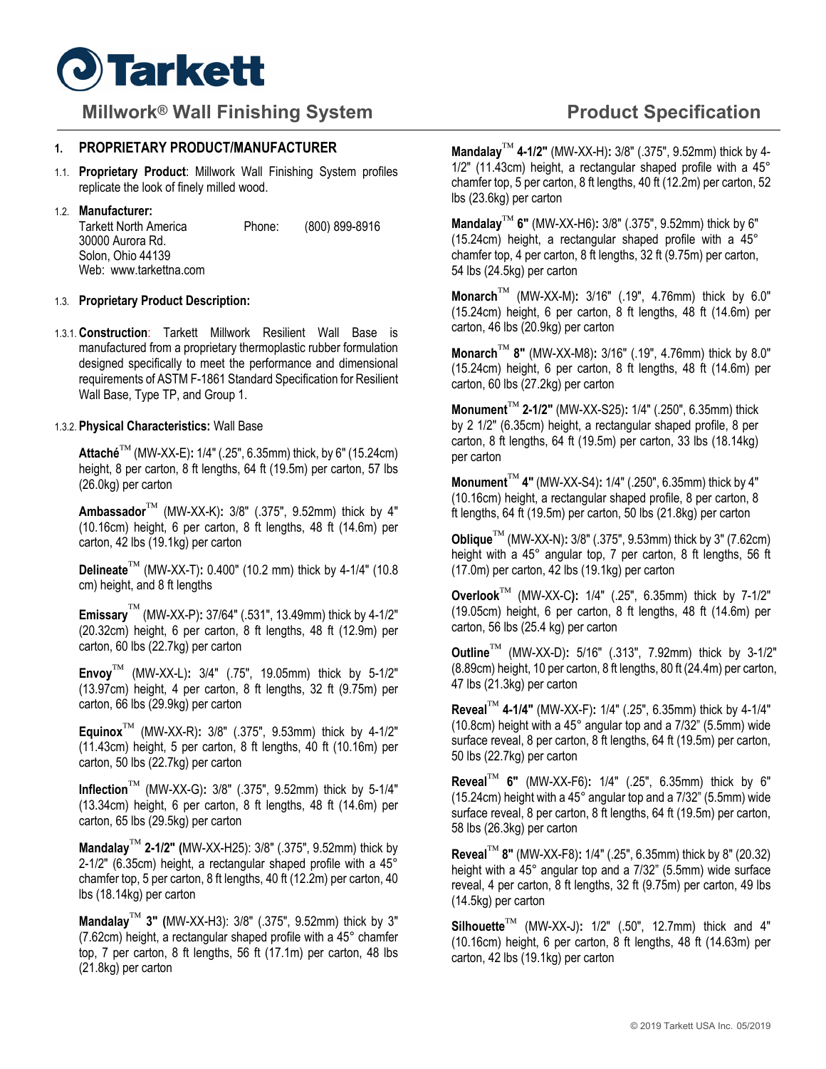# Tarkett

## Millwork® Wall Finishing System — Product Specification

### 1. PROPRIETARY PRODUCT/MANUFACTURER

1.1. **Proprietary Product**: Millwork Wall Finishing System profiles replicate the look of finely milled wood.

1.2. **Manufacturer:**
Tarkett North America — Phone: (800) 899-8916
30000 Aurora Rd.
Solon, Ohio 44139
Web: www.tarkettna.com

1.3. **Proprietary Product Description:**

1.3.1. **Construction**: Tarkett Millwork Resilient Wall Base is manufactured from a proprietary thermoplastic rubber formulation designed specifically to meet the performance and dimensional requirements of ASTM F-1861 Standard Specification for Resilient Wall Base, Type TP, and Group 1.

1.3.2. **Physical Characteristics:** Wall Base

**Attaché**™ (MW-XX-E)**:** 1/4" (.25", 6.35mm) thick, by 6" (15.24cm) height, 8 per carton, 8 ft lengths, 64 ft (19.5m) per carton, 57 lbs (26.0kg) per carton

**Ambassador**™ (MW-XX-K)**:** 3/8" (.375", 9.52mm) thick by 4" (10.16cm) height, 6 per carton, 8 ft lengths, 48 ft (14.6m) per carton, 42 lbs (19.1kg) per carton

**Delineate**™ (MW-XX-T)**:** 0.400" (10.2 mm) thick by 4-1/4" (10.8 cm) height, and 8 ft lengths

**Emissary**™ (MW-XX-P)**:** 37/64" (.531", 13.49mm) thick by 4-1/2" (20.32cm) height, 6 per carton, 8 ft lengths, 48 ft (12.9m) per carton, 60 lbs (22.7kg) per carton

**Envoy**™ (MW-XX-L)**:** 3/4" (.75", 19.05mm) thick by 5-1/2" (13.97cm) height, 4 per carton, 8 ft lengths, 32 ft (9.75m) per carton, 66 lbs (29.9kg) per carton

**Equinox**™ (MW-XX-R)**:** 3/8" (.375", 9.53mm) thick by 4-1/2" (11.43cm) height, 5 per carton, 8 ft lengths, 40 ft (10.16m) per carton, 50 lbs (22.7kg) per carton

**Inflection**™ (MW-XX-G)**:** 3/8" (.375", 9.52mm) thick by 5-1/4" (13.34cm) height, 6 per carton, 8 ft lengths, 48 ft (14.6m) per carton, 65 lbs (29.5kg) per carton

**Mandalay**™ **2-1/2" (**MW-XX-H25): 3/8" (.375", 9.52mm) thick by 2-1/2" (6.35cm) height, a rectangular shaped profile with a 45° chamfer top, 5 per carton, 8 ft lengths, 40 ft (12.2m) per carton, 40 lbs (18.14kg) per carton

**Mandalay**™ **3" (**MW-XX-H3): 3/8" (.375", 9.52mm) thick by 3" (7.62cm) height, a rectangular shaped profile with a 45° chamfer top, 7 per carton, 8 ft lengths, 56 ft (17.1m) per carton, 48 lbs (21.8kg) per carton

**Mandalay**™ **4-1/2"** (MW-XX-H)**:** 3/8" (.375", 9.52mm) thick by 4-1/2" (11.43cm) height, a rectangular shaped profile with a 45° chamfer top, 5 per carton, 8 ft lengths, 40 ft (12.2m) per carton, 52 lbs (23.6kg) per carton

**Mandalay**™ **6"** (MW-XX-H6)**:** 3/8" (.375", 9.52mm) thick by 6" (15.24cm) height, a rectangular shaped profile with a 45° chamfer top, 4 per carton, 8 ft lengths, 32 ft (9.75m) per carton, 54 lbs (24.5kg) per carton

**Monarch**™ (MW-XX-M)**:** 3/16" (.19", 4.76mm) thick by 6.0" (15.24cm) height, 6 per carton, 8 ft lengths, 48 ft (14.6m) per carton, 46 lbs (20.9kg) per carton

**Monarch**™ **8"** (MW-XX-M8)**:** 3/16" (.19", 4.76mm) thick by 8.0" (15.24cm) height, 6 per carton, 8 ft lengths, 48 ft (14.6m) per carton, 60 lbs (27.2kg) per carton

**Monument**™ **2-1/2"** (MW-XX-S25)**:** 1/4" (.250", 6.35mm) thick by 2 1/2" (6.35cm) height, a rectangular shaped profile, 8 per carton, 8 ft lengths, 64 ft (19.5m) per carton, 33 lbs (18.14kg) per carton

**Monument**™ **4"** (MW-XX-S4)**:** 1/4" (.250", 6.35mm) thick by 4" (10.16cm) height, a rectangular shaped profile, 8 per carton, 8 ft lengths, 64 ft (19.5m) per carton, 50 lbs (21.8kg) per carton

**Oblique**™ (MW-XX-N)**:** 3/8" (.375", 9.53mm) thick by 3" (7.62cm) height with a 45° angular top, 7 per carton, 8 ft lengths, 56 ft (17.0m) per carton, 42 lbs (19.1kg) per carton

**Overlook**™ (MW-XX-C)**:** 1/4" (.25", 6.35mm) thick by 7-1/2" (19.05cm) height, 6 per carton, 8 ft lengths, 48 ft (14.6m) per carton, 56 lbs (25.4 kg) per carton

**Outline**™ (MW-XX-D)**:** 5/16" (.313", 7.92mm) thick by 3-1/2" (8.89cm) height, 10 per carton, 8 ft lengths, 80 ft (24.4m) per carton, 47 lbs (21.3kg) per carton

**Reveal**™ **4-1/4"** (MW-XX-F)**:** 1/4" (.25", 6.35mm) thick by 4-1/4" (10.8cm) height with a 45° angular top and a 7/32" (5.5mm) wide surface reveal, 8 per carton, 8 ft lengths, 64 ft (19.5m) per carton, 50 lbs (22.7kg) per carton

**Reveal**™ **6"** (MW-XX-F6)**:** 1/4" (.25", 6.35mm) thick by 6" (15.24cm) height with a 45° angular top and a 7/32" (5.5mm) wide surface reveal, 8 per carton, 8 ft lengths, 64 ft (19.5m) per carton, 58 lbs (26.3kg) per carton

**Reveal**™ **8"** (MW-XX-F8)**:** 1/4" (.25", 6.35mm) thick by 8" (20.32) height with a 45° angular top and a 7/32" (5.5mm) wide surface reveal, 4 per carton, 8 ft lengths, 32 ft (9.75m) per carton, 49 lbs (14.5kg) per carton

**Silhouette**™ (MW-XX-J)**:** 1/2" (.50", 12.7mm) thick and 4" (10.16cm) height, 6 per carton, 8 ft lengths, 48 ft (14.63m) per carton, 42 lbs (19.1kg) per carton

© 2019 Tarkett USA Inc. 05/2019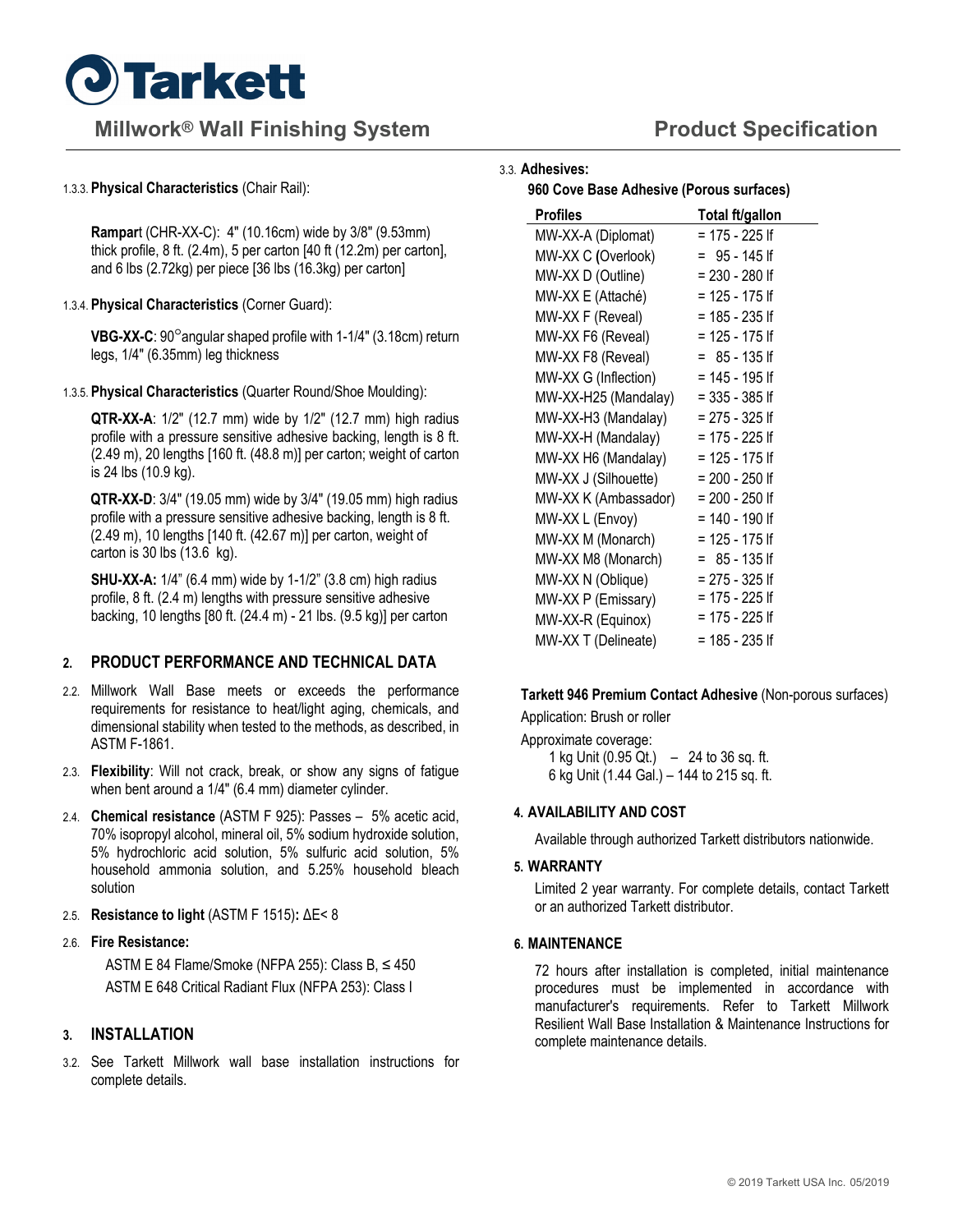1.3.3. **Physical Characteristics** (Chair Rail):

**Rampart** (CHR-XX-C): 4" (10.16cm) wide by 3/8" (9.53mm) thick profile, 8 ft. (2.4m), 5 per carton [40 ft (12.2m) per carton], and 6 lbs (2.72kg) per piece [36 lbs (16.3kg) per carton]

1.3.4. **Physical Characteristics** (Corner Guard):

**VBG-XX-C**: 90°angular shaped profile with 1-1/4" (3.18cm) return legs, 1/4" (6.35mm) leg thickness

1.3.5. **Physical Characteristics** (Quarter Round/Shoe Moulding):

**QTR-XX-A**: 1/2" (12.7 mm) wide by 1/2" (12.7 mm) high radius profile with a pressure sensitive adhesive backing, length is 8 ft. (2.49 m), 20 lengths [160 ft. (48.8 m)] per carton; weight of carton is 24 lbs (10.9 kg).

**QTR-XX-D**: 3/4" (19.05 mm) wide by 3/4" (19.05 mm) high radius profile with a pressure sensitive adhesive backing, length is 8 ft. (2.49 m), 10 lengths [140 ft. (42.67 m)] per carton, weight of carton is 30 lbs (13.6 kg).

**SHU-XX-A:** 1/4" (6.4 mm) wide by 1-1/2" (3.8 cm) high radius profile, 8 ft. (2.4 m) lengths with pressure sensitive adhesive backing, 10 lengths [80 ft. (24.4 m) - 21 lbs. (9.5 kg)] per carton

## 2. PRODUCT PERFORMANCE AND TECHNICAL DATA

2.2. Millwork Wall Base meets or exceeds the performance requirements for resistance to heat/light aging, chemicals, and dimensional stability when tested to the methods, as described, in ASTM F-1861.

2.3. **Flexibility**: Will not crack, break, or show any signs of fatigue when bent around a 1/4" (6.4 mm) diameter cylinder.

2.4. **Chemical resistance** (ASTM F 925): Passes – 5% acetic acid, 70% isopropyl alcohol, mineral oil, 5% sodium hydroxide solution, 5% hydrochloric acid solution, 5% sulfuric acid solution, 5% household ammonia solution, and 5.25% household bleach solution

2.5. **Resistance to light** (ASTM F 1515)**:** ΔE< 8

2.6. **Fire Resistance:**

ASTM E 84 Flame/Smoke (NFPA 255): Class B, ≤ 450

ASTM E 648 Critical Radiant Flux (NFPA 253): Class I

## 3. INSTALLATION

3.2. See Tarkett Millwork wall base installation instructions for complete details.

3.3. **Adhesives:**

**960 Cove Base Adhesive (Porous surfaces)**

| Profiles | Total ft/gallon |
|---|---|
| MW-XX-A (Diplomat) | = 175 - 225 lf |
| MW-XX C (Overlook) | = 95 - 145 lf |
| MW-XX D (Outline) | = 230 - 280 lf |
| MW-XX E (Attaché) | = 125 - 175 lf |
| MW-XX F (Reveal) | = 185 - 235 lf |
| MW-XX F6 (Reveal) | = 125 - 175 lf |
| MW-XX F8 (Reveal) | = 85 - 135 lf |
| MW-XX G (Inflection) | = 145 - 195 lf |
| MW-XX-H25 (Mandalay) | = 335 - 385 lf |
| MW-XX-H3 (Mandalay) | = 275 - 325 lf |
| MW-XX-H (Mandalay) | = 175 - 225 lf |
| MW-XX H6 (Mandalay) | = 125 - 175 lf |
| MW-XX J (Silhouette) | = 200 - 250 lf |
| MW-XX K (Ambassador) | = 200 - 250 lf |
| MW-XX L (Envoy) | = 140 - 190 lf |
| MW-XX M (Monarch) | = 125 - 175 lf |
| MW-XX M8 (Monarch) | = 85 - 135 lf |
| MW-XX N (Oblique) | = 275 - 325 lf |
| MW-XX P (Emissary) | = 175 - 225 lf |
| MW-XX-R (Equinox) | = 175 - 225 lf |
| MW-XX T (Delineate) | = 185 - 235 lf |

**Tarkett 946 Premium Contact Adhesive** (Non-porous surfaces)

Application: Brush or roller

Approximate coverage:

1 kg Unit (0.95 Qt.) – 24 to 36 sq. ft.
6 kg Unit (1.44 Gal.) – 144 to 215 sq. ft.

## 4. AVAILABILITY AND COST

Available through authorized Tarkett distributors nationwide.

## 5. WARRANTY

Limited 2 year warranty. For complete details, contact Tarkett or an authorized Tarkett distributor.

## 6. MAINTENANCE

72 hours after installation is completed, initial maintenance procedures must be implemented in accordance with manufacturer's requirements. Refer to Tarkett Millwork Resilient Wall Base Installation & Maintenance Instructions for complete maintenance details.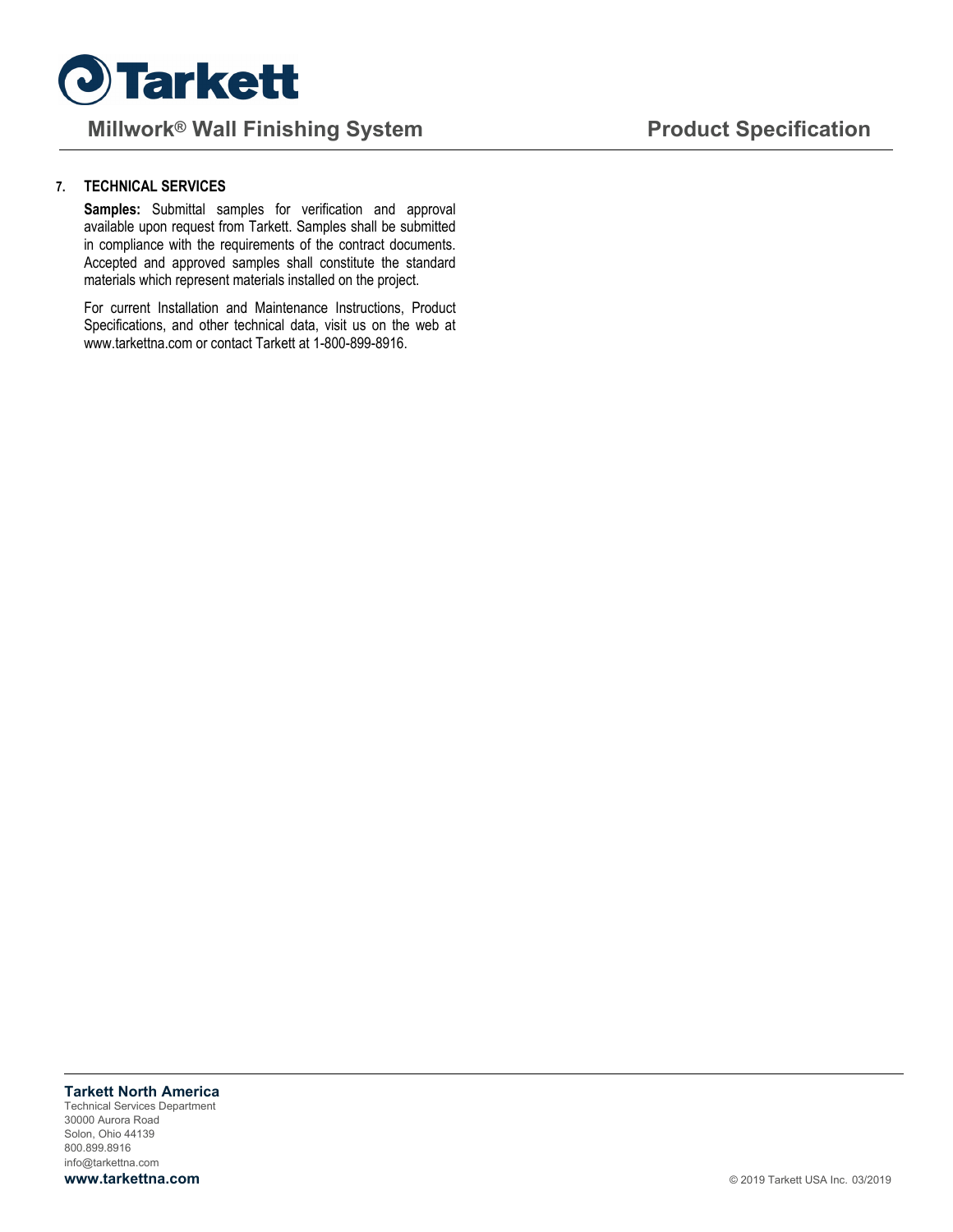## 7. TECHNICAL SERVICES

**Samples:** Submittal samples for verification and approval available upon request from Tarkett. Samples shall be submitted in compliance with the requirements of the contract documents. Accepted and approved samples shall constitute the standard materials which represent materials installed on the project.

For current Installation and Maintenance Instructions, Product Specifications, and other technical data, visit us on the web at www.tarkettna.com or contact Tarkett at 1-800-899-8916.